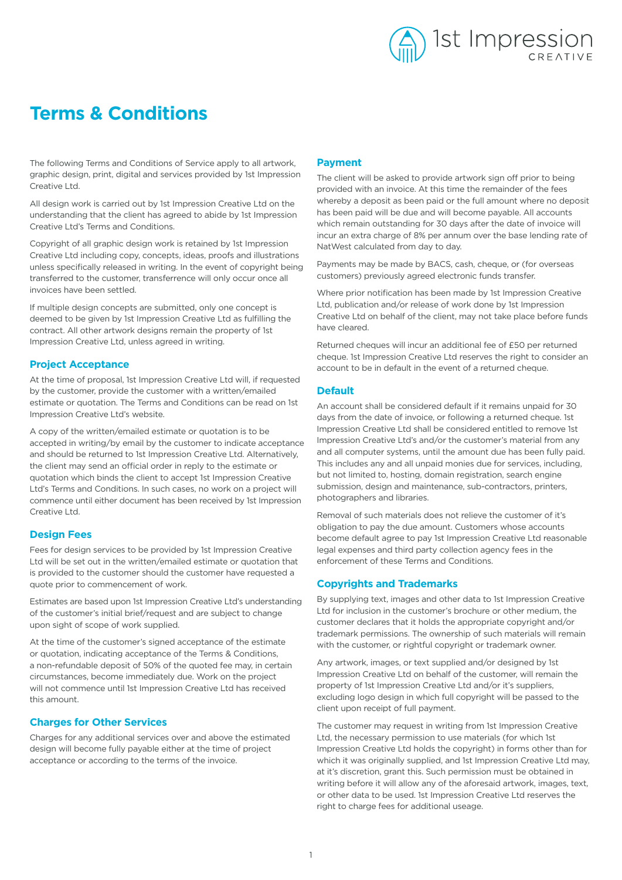# Terms & Conditions

The following Terms and Conditions of Service apply to all artwork, graphic design, print, digital and services provided by 1st Impression Creative Ltd.

All design work is carried out by 1st Impression Creative Ltd on the understanding that the client has agreed to abide by 1st Impression Creative Ltd's Terms and Conditions.

Copyright of all graphic design work is retained by 1st Impression Creative Ltd including copy, concepts, ideas, proofs and illustrations unless specifically released in writing. In the event of copyright being transferred to the customer, transferrence will only occur once all invoices have been settled.

If multiple design concepts are submitted, only one concept is deemed to be given by 1st Impression Creative Ltd as fulfilling the contract. All other artwork designs remain the property of 1st Impression Creative Ltd, unless agreed in writing.

## Project Acceptance

At the time of proposal, 1st Impression Creative Ltd will, if requested by the customer, provide the customer with a written/emailed estimate or quotation. The Terms and Conditions can be read on 1st Impression Creative Ltd's website.

A copy of the written/emailed estimate or quotation is to be accepted in writing/by email by the customer to indicate acceptance and should be returned to 1st Impression Creative Ltd. Alternatively, the client may send an official order in reply to the estimate or quotation which binds the client to accept 1st Impression Creative Ltd's Terms and Conditions. In such cases, no work on a project will commence until either document has been received by 1st Impression Creative Ltd.

## Design Fees

Fees for design services to be provided by 1st Impression Creative Ltd will be set out in the written/emailed estimate or quotation that is provided to the customer should the customer have requested a quote prior to commencement of work.

Estimates are based upon 1st Impression Creative Ltd's understanding of the customer's initial brief/request and are subject to change upon sight of scope of work supplied.

At the time of the customer's signed acceptance of the estimate or quotation, indicating acceptance of the Terms & Conditions, a non-refundable deposit of 50% of the quoted fee may, in certain circumstances, become immediately due. Work on the project will not commence until 1st Impression Creative Ltd has received this amount.

## Charges for Other Services

Charges for any additional services over and above the estimated design will become fully payable either at the time of project acceptance or according to the terms of the invoice.

## Payment

The client will be asked to provide artwork sign off prior to being provided with an invoice. At this time the remainder of the fees whereby a deposit as been paid or the full amount where no deposit has been paid will be due and will become payable. All accounts which remain outstanding for 30 days after the date of invoice will incur an extra charge of 8% per annum over the base lending rate of NatWest calculated from day to day.

Payments may be made by BACS, cash, cheque, or (for overseas customers) previously agreed electronic funds transfer.

Where prior notification has been made by 1st Impression Creative Ltd, publication and/or release of work done by 1st Impression Creative Ltd on behalf of the client, may not take place before funds have cleared.

Returned cheques will incur an additional fee of £50 per returned cheque. 1st Impression Creative Ltd reserves the right to consider an account to be in default in the event of a returned cheque.

## Default

An account shall be considered default if it remains unpaid for 30 days from the date of invoice, or following a returned cheque. 1st Impression Creative Ltd shall be considered entitled to remove 1st Impression Creative Ltd's and/or the customer's material from any and all computer systems, until the amount due has been fully paid. This includes any and all unpaid monies due for services, including, but not limited to, hosting, domain registration, search engine submission, design and maintenance, sub-contractors, printers, photographers and libraries.

Removal of such materials does not relieve the customer of it's obligation to pay the due amount. Customers whose accounts become default agree to pay 1st Impression Creative Ltd reasonable legal expenses and third party collection agency fees in the enforcement of these Terms and Conditions.

## Copyrights and Trademarks

By supplying text, images and other data to 1st Impression Creative Ltd for inclusion in the customer's brochure or other medium, the customer declares that it holds the appropriate copyright and/or trademark permissions. The ownership of such materials will remain with the customer, or rightful copyright or trademark owner.

Any artwork, images, or text supplied and/or designed by 1st Impression Creative Ltd on behalf of the customer, will remain the property of 1st Impression Creative Ltd and/or it's suppliers, excluding logo design in which full copyright will be passed to the client upon receipt of full payment.

The customer may request in writing from 1st Impression Creative Ltd, the necessary permission to use materials (for which 1st Impression Creative Ltd holds the copyright) in forms other than for which it was originally supplied, and 1st Impression Creative Ltd may, at it's discretion, grant this. Such permission must be obtained in writing before it will allow any of the aforesaid artwork, images, text, or other data to be used. 1st Impression Creative Ltd reserves the right to charge fees for additional useage.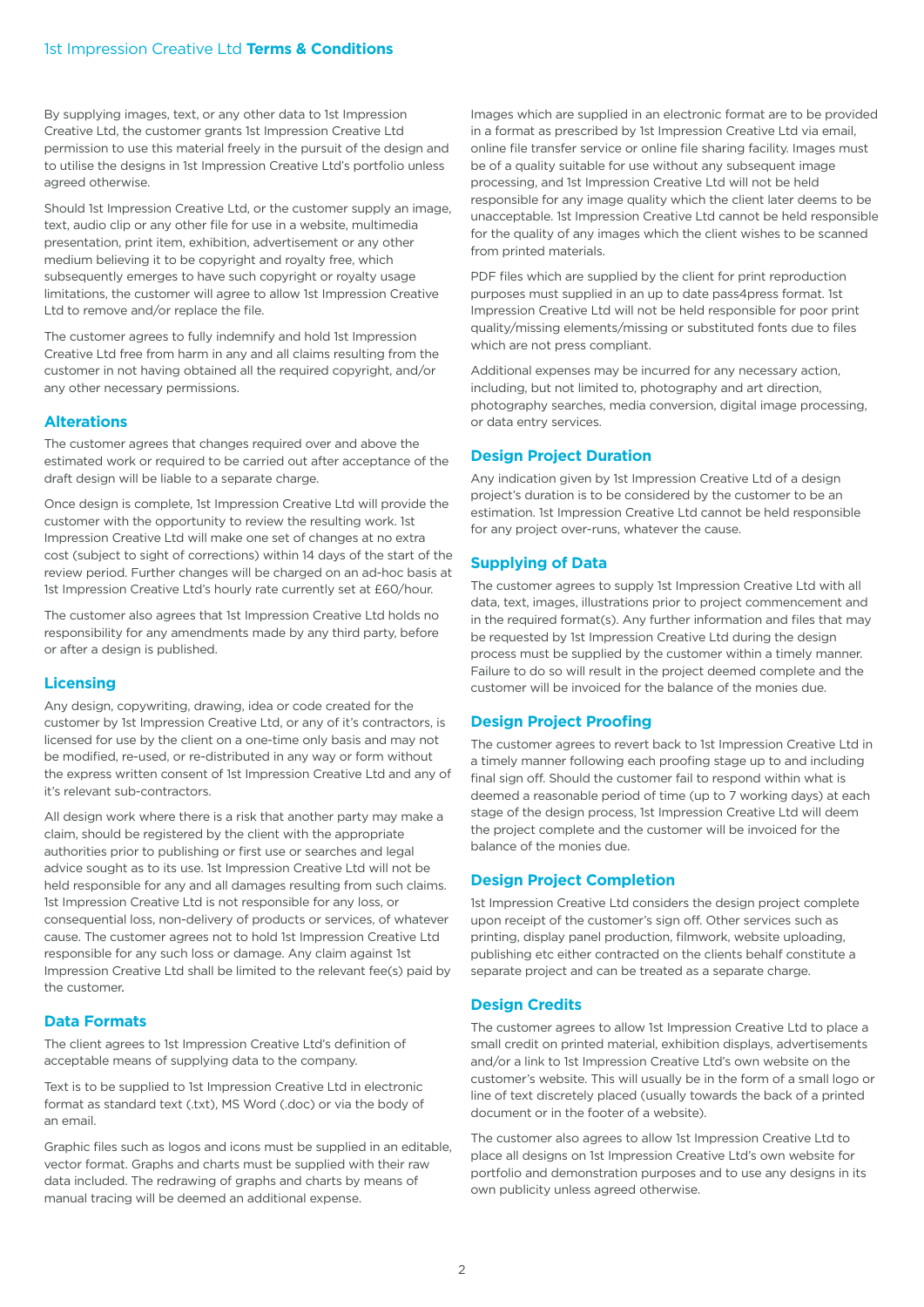By supplying images, text, or any other data to 1st Impression Creative Ltd, the customer grants 1st Impression Creative Ltd permission to use this material freely in the pursuit of the design and to utilise the designs in 1st Impression Creative Ltd's portfolio unless agreed otherwise.

Should 1st Impression Creative Ltd, or the customer supply an image, text, audio clip or any other file for use in a website, multimedia presentation, print item, exhibition, advertisement or any other medium believing it to be copyright and royalty free, which subsequently emerges to have such copyright or royalty usage limitations, the customer will agree to allow 1st Impression Creative Ltd to remove and/or replace the file.

The customer agrees to fully indemnify and hold 1st Impression Creative Ltd free from harm in any and all claims resulting from the customer in not having obtained all the required copyright, and/or any other necessary permissions.

## Alterations

The customer agrees that changes required over and above the estimated work or required to be carried out after acceptance of the draft design will be liable to a separate charge.

Once design is complete, 1st Impression Creative Ltd will provide the customer with the opportunity to review the resulting work. 1st Impression Creative Ltd will make one set of changes at no extra cost (subject to sight of corrections) within 14 days of the start of the review period. Further changes will be charged on an ad-hoc basis at 1st Impression Creative Ltd's hourly rate currently set at £60/hour.

The customer also agrees that 1st Impression Creative Ltd holds no responsibility for any amendments made by any third party, before or after a design is published.

## Licensing

Any design, copywriting, drawing, idea or code created for the customer by 1st Impression Creative Ltd, or any of it's contractors, is licensed for use by the client on a one-time only basis and may not be modified, re-used, or re-distributed in any way or form without the express written consent of 1st Impression Creative Ltd and any of it's relevant sub-contractors.

All design work where there is a risk that another party may make a claim, should be registered by the client with the appropriate authorities prior to publishing or first use or searches and legal advice sought as to its use. 1st Impression Creative Ltd will not be held responsible for any and all damages resulting from such claims. 1st Impression Creative Ltd is not responsible for any loss, or consequential loss, non-delivery of products or services, of whatever cause. The customer agrees not to hold 1st Impression Creative Ltd responsible for any such loss or damage. Any claim against 1st Impression Creative Ltd shall be limited to the relevant fee(s) paid by the customer.

## Data Formats

The client agrees to 1st Impression Creative Ltd's definition of acceptable means of supplying data to the company.

Text is to be supplied to 1st Impression Creative Ltd in electronic format as standard text (.txt), MS Word (.doc) or via the body of an email.

Graphic files such as logos and icons must be supplied in an editable, vector format. Graphs and charts must be supplied with their raw data included. The redrawing of graphs and charts by means of manual tracing will be deemed an additional expense.

Images which are supplied in an electronic format are to be provided in a format as prescribed by 1st Impression Creative Ltd via email, online file transfer service or online file sharing facility. Images must be of a quality suitable for use without any subsequent image processing, and 1st Impression Creative Ltd will not be held responsible for any image quality which the client later deems to be unacceptable. 1st Impression Creative Ltd cannot be held responsible for the quality of any images which the client wishes to be scanned from printed materials.

PDF files which are supplied by the client for print reproduction purposes must supplied in an up to date pass4press format. 1st Impression Creative Ltd will not be held responsible for poor print quality/missing elements/missing or substituted fonts due to files which are not press compliant.

Additional expenses may be incurred for any necessary action, including, but not limited to, photography and art direction, photography searches, media conversion, digital image processing, or data entry services.

## Design Project Duration

Any indication given by 1st Impression Creative Ltd of a design project's duration is to be considered by the customer to be an estimation. 1st Impression Creative Ltd cannot be held responsible for any project over-runs, whatever the cause.

## Supplying of Data

The customer agrees to supply 1st Impression Creative Ltd with all data, text, images, illustrations prior to project commencement and in the required format(s). Any further information and files that may be requested by 1st Impression Creative Ltd during the design process must be supplied by the customer within a timely manner. Failure to do so will result in the project deemed complete and the customer will be invoiced for the balance of the monies due.

## Design Project Proofing

The customer agrees to revert back to 1st Impression Creative Ltd in a timely manner following each proofing stage up to and including final sign off. Should the customer fail to respond within what is deemed a reasonable period of time (up to 7 working days) at each stage of the design process, 1st Impression Creative Ltd will deem the project complete and the customer will be invoiced for the balance of the monies due.

## Design Project Completion

1st Impression Creative Ltd considers the design project complete upon receipt of the customer's sign off. Other services such as printing, display panel production, filmwork, website uploading, publishing etc either contracted on the clients behalf constitute a separate project and can be treated as a separate charge.

## Design Credits

The customer agrees to allow 1st Impression Creative Ltd to place a small credit on printed material, exhibition displays, advertisements and/or a link to 1st Impression Creative Ltd's own website on the customer's website. This will usually be in the form of a small logo or line of text discretely placed (usually towards the back of a printed document or in the footer of a website).

The customer also agrees to allow 1st Impression Creative Ltd to place all designs on 1st Impression Creative Ltd's own website for portfolio and demonstration purposes and to use any designs in its own publicity unless agreed otherwise.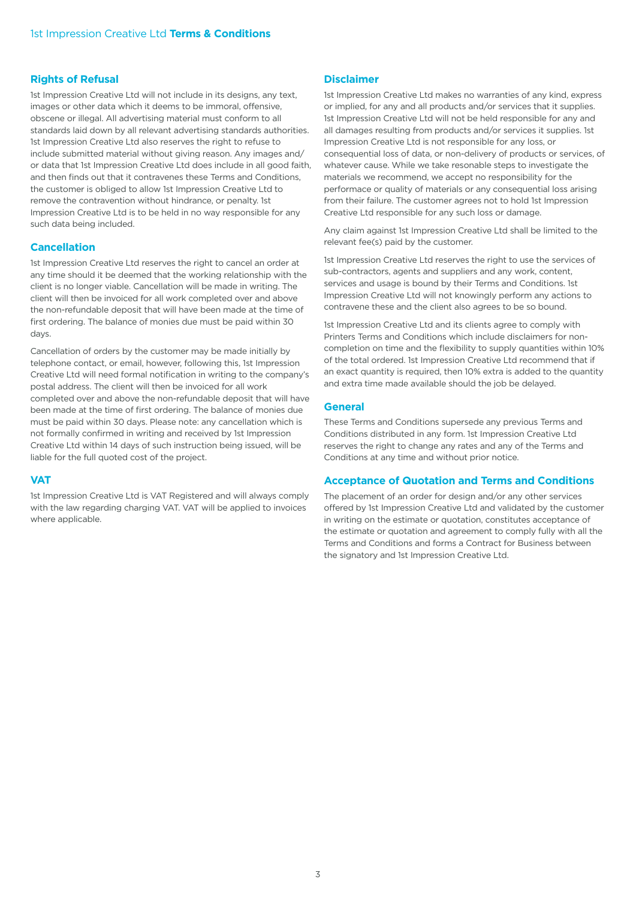## Rights of Refusal

1st Impression Creative Ltd will not include in its designs, any text, images or other data which it deems to be immoral, offensive, obscene or illegal. All advertising material must conform to all standards laid down by all relevant advertising standards authorities. 1st Impression Creative Ltd also reserves the right to refuse to include submitted material without giving reason. Any images and/or data that 1st Impression Creative Ltd does include in all good faith, and then finds out that it contravenes these Terms and Conditions, the customer is obliged to allow 1st Impression Creative Ltd to remove the contravention without hindrance, or penalty. 1st Impression Creative Ltd is to be held in no way responsible for any such data being included.

## Cancellation

1st Impression Creative Ltd reserves the right to cancel an order at any time should it be deemed that the working relationship with the client is no longer viable. Cancellation will be made in writing. The client will then be invoiced for all work completed over and above the non-refundable deposit that will have been made at the time of first ordering. The balance of monies due must be paid within 30 days.

Cancellation of orders by the customer may be made initially by telephone contact, or email, however, following this, 1st Impression Creative Ltd will need formal notification in writing to the company's postal address. The client will then be invoiced for all work completed over and above the non-refundable deposit that will have been made at the time of first ordering. The balance of monies due must be paid within 30 days. Please note: any cancellation which is not formally confirmed in writing and received by 1st Impression Creative Ltd within 14 days of such instruction being issued, will be liable for the full quoted cost of the project.

## VAT

1st Impression Creative Ltd is VAT Registered and will always comply with the law regarding charging VAT. VAT will be applied to invoices where applicable.

## Disclaimer

1st Impression Creative Ltd makes no warranties of any kind, express or implied, for any and all products and/or services that it supplies. 1st Impression Creative Ltd will not be held responsible for any and all damages resulting from products and/or services it supplies. 1st Impression Creative Ltd is not responsible for any loss, or consequential loss of data, or non-delivery of products or services, of whatever cause. While we take resonable steps to investigate the materials we recommend, we accept no responsibility for the performace or quality of materials or any consequential loss arising from their failure. The customer agrees not to hold 1st Impression Creative Ltd responsible for any such loss or damage.

Any claim against 1st Impression Creative Ltd shall be limited to the relevant fee(s) paid by the customer.

1st Impression Creative Ltd reserves the right to use the services of sub-contractors, agents and suppliers and any work, content, services and usage is bound by their Terms and Conditions. 1st Impression Creative Ltd will not knowingly perform any actions to contravene these and the client also agrees to be so bound.

1st Impression Creative Ltd and its clients agree to comply with Printers Terms and Conditions which include disclaimers for non-completion on time and the flexibility to supply quantities within 10% of the total ordered. 1st Impression Creative Ltd recommend that if an exact quantity is required, then 10% extra is added to the quantity and extra time made available should the job be delayed.

## General

These Terms and Conditions supersede any previous Terms and Conditions distributed in any form. 1st Impression Creative Ltd reserves the right to change any rates and any of the Terms and Conditions at any time and without prior notice.

## Acceptance of Quotation and Terms and Conditions

The placement of an order for design and/or any other services offered by 1st Impression Creative Ltd and validated by the customer in writing on the estimate or quotation, constitutes acceptance of the estimate or quotation and agreement to comply fully with all the Terms and Conditions and forms a Contract for Business between the signatory and 1st Impression Creative Ltd.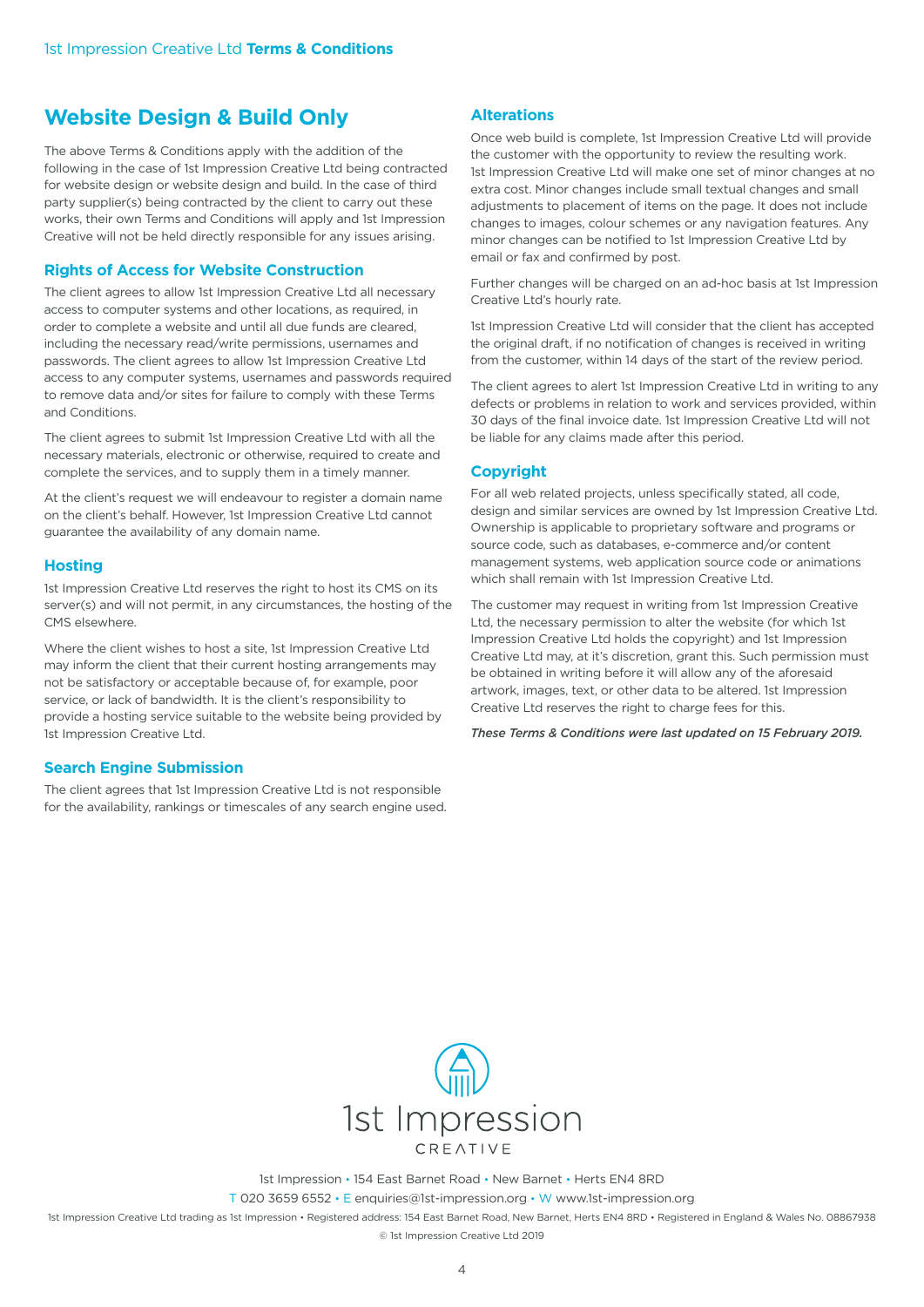## Website Design & Build Only

The above Terms & Conditions apply with the addition of the following in the case of 1st Impression Creative Ltd being contracted for website design or website design and build. In the case of third party supplier(s) being contracted by the client to carry out these works, their own Terms and Conditions will apply and 1st Impression Creative will not be held directly responsible for any issues arising.

### Rights of Access for Website Construction

The client agrees to allow 1st Impression Creative Ltd all necessary access to computer systems and other locations, as required, in order to complete a website and until all due funds are cleared, including the necessary read/write permissions, usernames and passwords. The client agrees to allow 1st Impression Creative Ltd access to any computer systems, usernames and passwords required to remove data and/or sites for failure to comply with these Terms and Conditions.

The client agrees to submit 1st Impression Creative Ltd with all the necessary materials, electronic or otherwise, required to create and complete the services, and to supply them in a timely manner.

At the client's request we will endeavour to register a domain name on the client's behalf. However, 1st Impression Creative Ltd cannot guarantee the availability of any domain name.

### Hosting

1st Impression Creative Ltd reserves the right to host its CMS on its server(s) and will not permit, in any circumstances, the hosting of the CMS elsewhere.

Where the client wishes to host a site, 1st Impression Creative Ltd may inform the client that their current hosting arrangements may not be satisfactory or acceptable because of, for example, poor service, or lack of bandwidth. It is the client's responsibility to provide a hosting service suitable to the website being provided by 1st Impression Creative Ltd.

### Search Engine Submission

The client agrees that 1st Impression Creative Ltd is not responsible for the availability, rankings or timescales of any search engine used.

### Alterations

Once web build is complete, 1st Impression Creative Ltd will provide the customer with the opportunity to review the resulting work. 1st Impression Creative Ltd will make one set of minor changes at no extra cost. Minor changes include small textual changes and small adjustments to placement of items on the page. It does not include changes to images, colour schemes or any navigation features. Any minor changes can be notified to 1st Impression Creative Ltd by email or fax and confirmed by post.

Further changes will be charged on an ad-hoc basis at 1st Impression Creative Ltd's hourly rate.

1st Impression Creative Ltd will consider that the client has accepted the original draft, if no notification of changes is received in writing from the customer, within 14 days of the start of the review period.

The client agrees to alert 1st Impression Creative Ltd in writing to any defects or problems in relation to work and services provided, within 30 days of the final invoice date. 1st Impression Creative Ltd will not be liable for any claims made after this period.

### Copyright

For all web related projects, unless specifically stated, all code, design and similar services are owned by 1st Impression Creative Ltd. Ownership is applicable to proprietary software and programs or source code, such as databases, e-commerce and/or content management systems, web application source code or animations which shall remain with 1st Impression Creative Ltd.

The customer may request in writing from 1st Impression Creative Ltd, the necessary permission to alter the website (for which 1st Impression Creative Ltd holds the copyright) and 1st Impression Creative Ltd may, at it's discretion, grant this. Such permission must be obtained in writing before it will allow any of the aforesaid artwork, images, text, or other data to be altered. 1st Impression Creative Ltd reserves the right to charge fees for this.

***These Terms & Conditions were last updated on 15 February 2019.***

1st Impression CREATIVE

1st Impression • 154 East Barnet Road • New Barnet • Herts EN4 8RD

T 020 3659 6552 • E enquiries@1st-impression.org • W www.1st-impression.org

1st Impression Creative Ltd trading as 1st Impression • Registered address: 154 East Barnet Road, New Barnet, Herts EN4 8RD • Registered in England & Wales No. 08867938

© 1st Impression Creative Ltd 2019